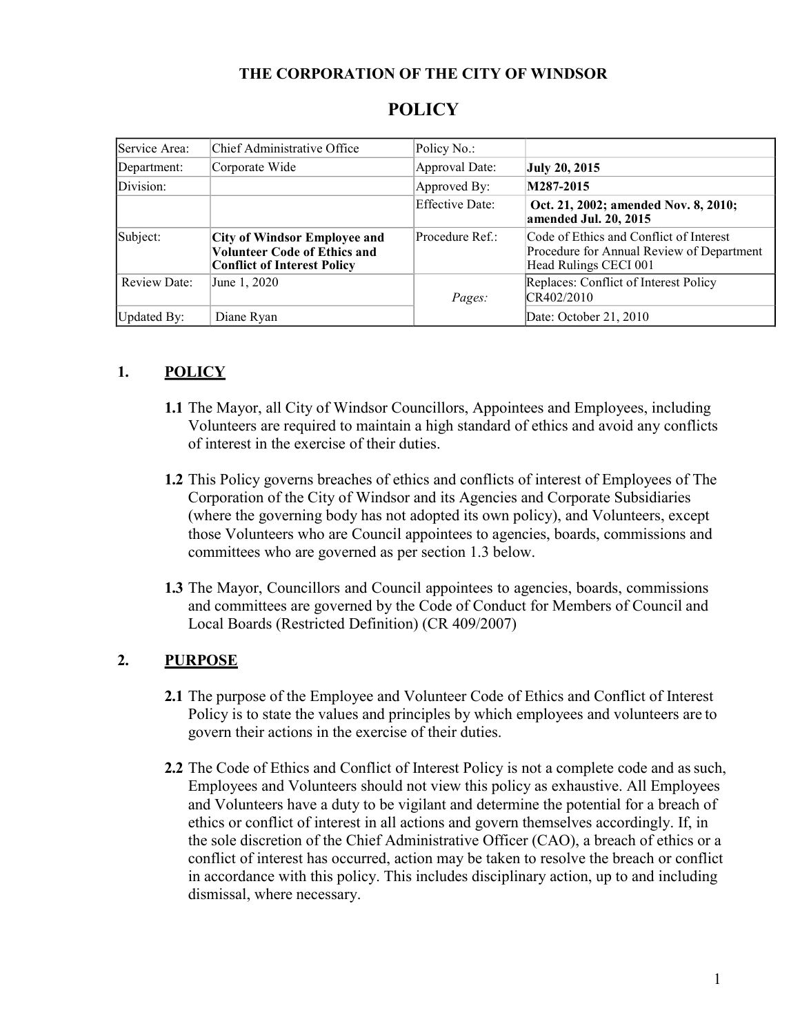**THE CORPORATION OF THE CITY OF WINDSOR**

# POLICY

| Service Area: | Chief Administrative Office | Policy No.: | |
|---|---|---|---|
| Department: | Corporate Wide | Approval Date: | **July 20, 2015** |
| Division: | | Approved By: | **M287-2015** |
| | | Effective Date: | **Oct. 21, 2002; amended Nov. 8, 2010; amended Jul. 20, 2015** |
| Subject: | **City of Windsor Employee and Volunteer Code of Ethics and Conflict of Interest Policy** | Procedure Ref.: | Code of Ethics and Conflict of Interest Procedure for Annual Review of Department Head Rulings CECI 001 |
| Review Date: | June 1, 2020 | *Pages:* | Replaces: Conflict of Interest Policy CR402/2010 |
| Updated By: | Diane Ryan | | Date: October 21, 2010 |

## 1. POLICY

**1.1** The Mayor, all City of Windsor Councillors, Appointees and Employees, including Volunteers are required to maintain a high standard of ethics and avoid any conflicts of interest in the exercise of their duties.

**1.2** This Policy governs breaches of ethics and conflicts of interest of Employees of The Corporation of the City of Windsor and its Agencies and Corporate Subsidiaries (where the governing body has not adopted its own policy), and Volunteers, except those Volunteers who are Council appointees to agencies, boards, commissions and committees who are governed as per section 1.3 below.

**1.3** The Mayor, Councillors and Council appointees to agencies, boards, commissions and committees are governed by the Code of Conduct for Members of Council and Local Boards (Restricted Definition) (CR 409/2007)

## 2. PURPOSE

**2.1** The purpose of the Employee and Volunteer Code of Ethics and Conflict of Interest Policy is to state the values and principles by which employees and volunteers are to govern their actions in the exercise of their duties.

**2.2** The Code of Ethics and Conflict of Interest Policy is not a complete code and as such, Employees and Volunteers should not view this policy as exhaustive. All Employees and Volunteers have a duty to be vigilant and determine the potential for a breach of ethics or conflict of interest in all actions and govern themselves accordingly. If, in the sole discretion of the Chief Administrative Officer (CAO), a breach of ethics or a conflict of interest has occurred, action may be taken to resolve the breach or conflict in accordance with this policy. This includes disciplinary action, up to and including dismissal, where necessary.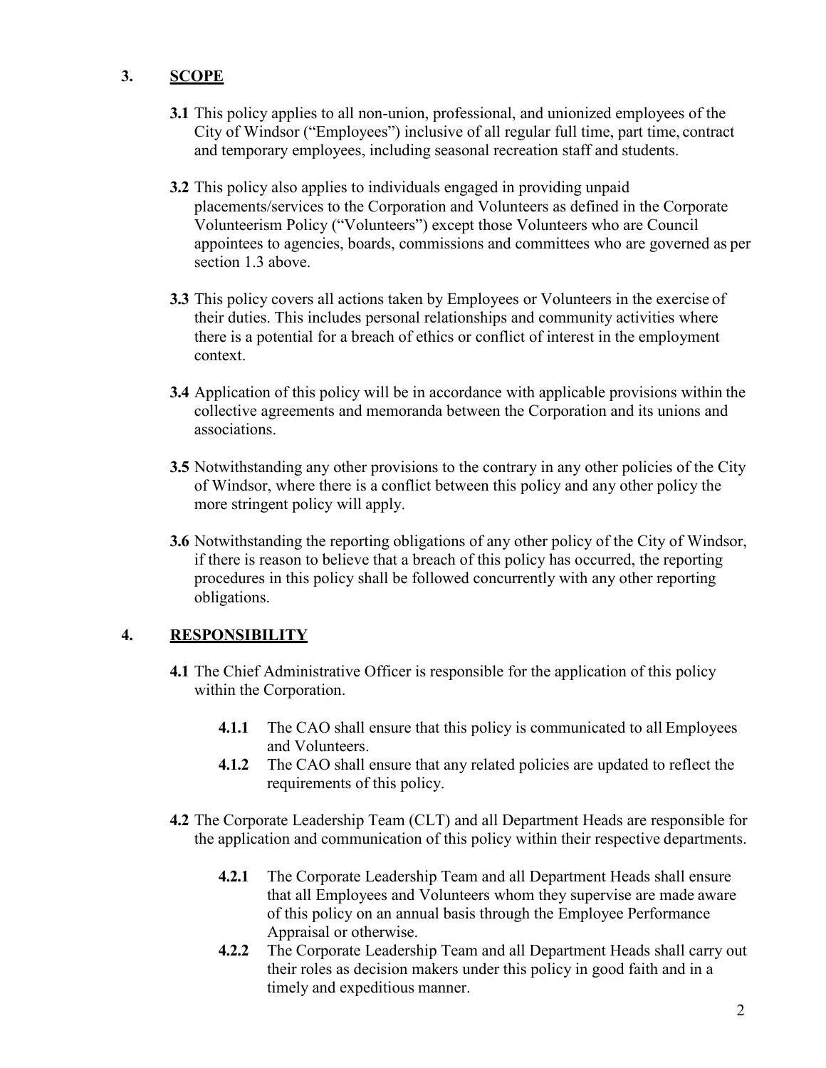## 3. SCOPE

**3.1** This policy applies to all non-union, professional, and unionized employees of the City of Windsor ("Employees") inclusive of all regular full time, part time, contract and temporary employees, including seasonal recreation staff and students.

**3.2** This policy also applies to individuals engaged in providing unpaid placements/services to the Corporation and Volunteers as defined in the Corporate Volunteerism Policy ("Volunteers") except those Volunteers who are Council appointees to agencies, boards, commissions and committees who are governed as per section 1.3 above.

**3.3** This policy covers all actions taken by Employees or Volunteers in the exercise of their duties. This includes personal relationships and community activities where there is a potential for a breach of ethics or conflict of interest in the employment context.

**3.4** Application of this policy will be in accordance with applicable provisions within the collective agreements and memoranda between the Corporation and its unions and associations.

**3.5** Notwithstanding any other provisions to the contrary in any other policies of the City of Windsor, where there is a conflict between this policy and any other policy the more stringent policy will apply.

**3.6** Notwithstanding the reporting obligations of any other policy of the City of Windsor, if there is reason to believe that a breach of this policy has occurred, the reporting procedures in this policy shall be followed concurrently with any other reporting obligations.

## 4. RESPONSIBILITY

**4.1** The Chief Administrative Officer is responsible for the application of this policy within the Corporation.

- **4.1.1** The CAO shall ensure that this policy is communicated to all Employees and Volunteers.
- **4.1.2** The CAO shall ensure that any related policies are updated to reflect the requirements of this policy.

**4.2** The Corporate Leadership Team (CLT) and all Department Heads are responsible for the application and communication of this policy within their respective departments.

- **4.2.1** The Corporate Leadership Team and all Department Heads shall ensure that all Employees and Volunteers whom they supervise are made aware of this policy on an annual basis through the Employee Performance Appraisal or otherwise.
- **4.2.2** The Corporate Leadership Team and all Department Heads shall carry out their roles as decision makers under this policy in good faith and in a timely and expeditious manner.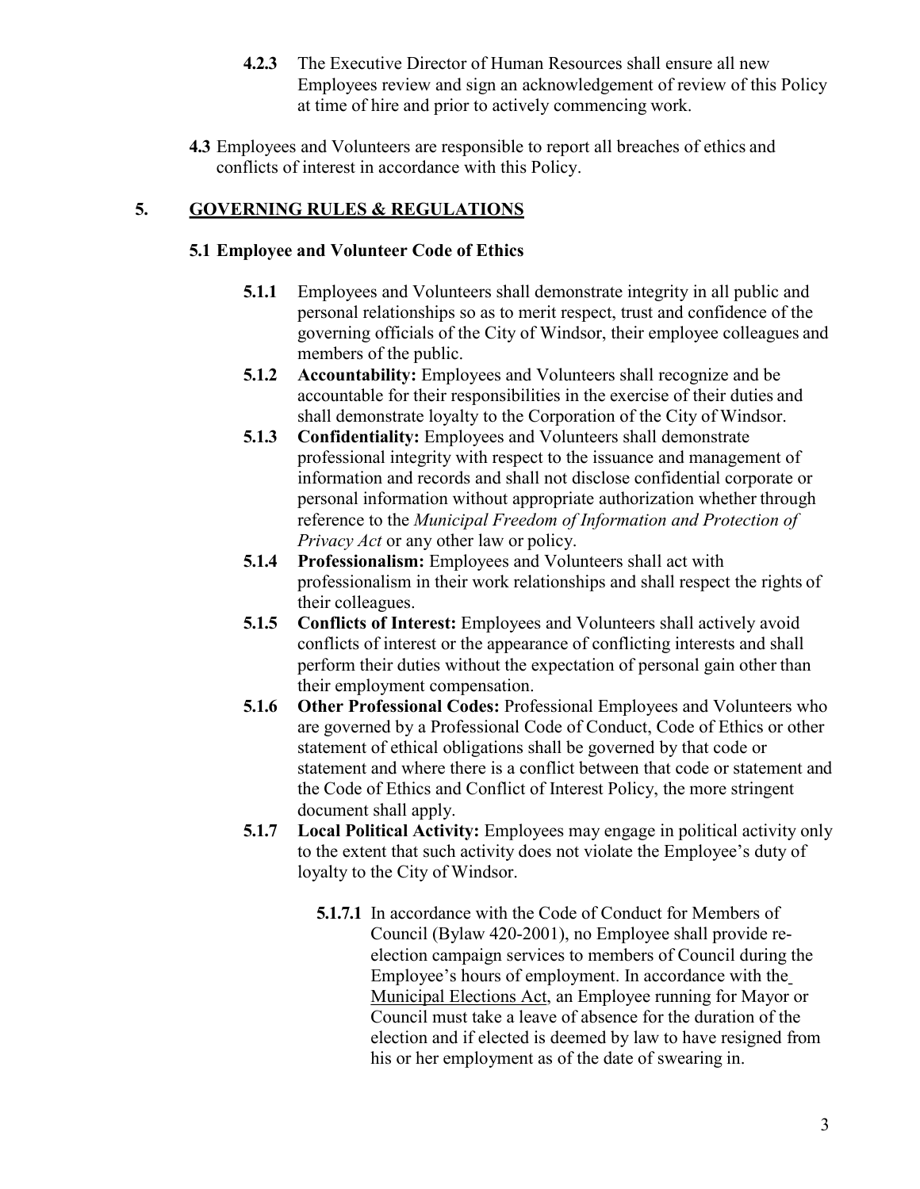**4.2.3** The Executive Director of Human Resources shall ensure all new Employees review and sign an acknowledgement of review of this Policy at time of hire and prior to actively commencing work.

**4.3** Employees and Volunteers are responsible to report all breaches of ethics and conflicts of interest in accordance with this Policy.

## 5. GOVERNING RULES & REGULATIONS

### 5.1 Employee and Volunteer Code of Ethics

**5.1.1** Employees and Volunteers shall demonstrate integrity in all public and personal relationships so as to merit respect, trust and confidence of the governing officials of the City of Windsor, their employee colleagues and members of the public.

**5.1.2 Accountability:** Employees and Volunteers shall recognize and be accountable for their responsibilities in the exercise of their duties and shall demonstrate loyalty to the Corporation of the City of Windsor.

**5.1.3 Confidentiality:** Employees and Volunteers shall demonstrate professional integrity with respect to the issuance and management of information and records and shall not disclose confidential corporate or personal information without appropriate authorization whether through reference to the *Municipal Freedom of Information and Protection of Privacy Act* or any other law or policy.

**5.1.4 Professionalism:** Employees and Volunteers shall act with professionalism in their work relationships and shall respect the rights of their colleagues.

**5.1.5 Conflicts of Interest:** Employees and Volunteers shall actively avoid conflicts of interest or the appearance of conflicting interests and shall perform their duties without the expectation of personal gain other than their employment compensation.

**5.1.6 Other Professional Codes:** Professional Employees and Volunteers who are governed by a Professional Code of Conduct, Code of Ethics or other statement of ethical obligations shall be governed by that code or statement and where there is a conflict between that code or statement and the Code of Ethics and Conflict of Interest Policy, the more stringent document shall apply.

**5.1.7 Local Political Activity:** Employees may engage in political activity only to the extent that such activity does not violate the Employee's duty of loyalty to the City of Windsor.

**5.1.7.1** In accordance with the Code of Conduct for Members of Council (Bylaw 420-2001), no Employee shall provide re-election campaign services to members of Council during the Employee's hours of employment. In accordance with the Municipal Elections Act, an Employee running for Mayor or Council must take a leave of absence for the duration of the election and if elected is deemed by law to have resigned from his or her employment as of the date of swearing in.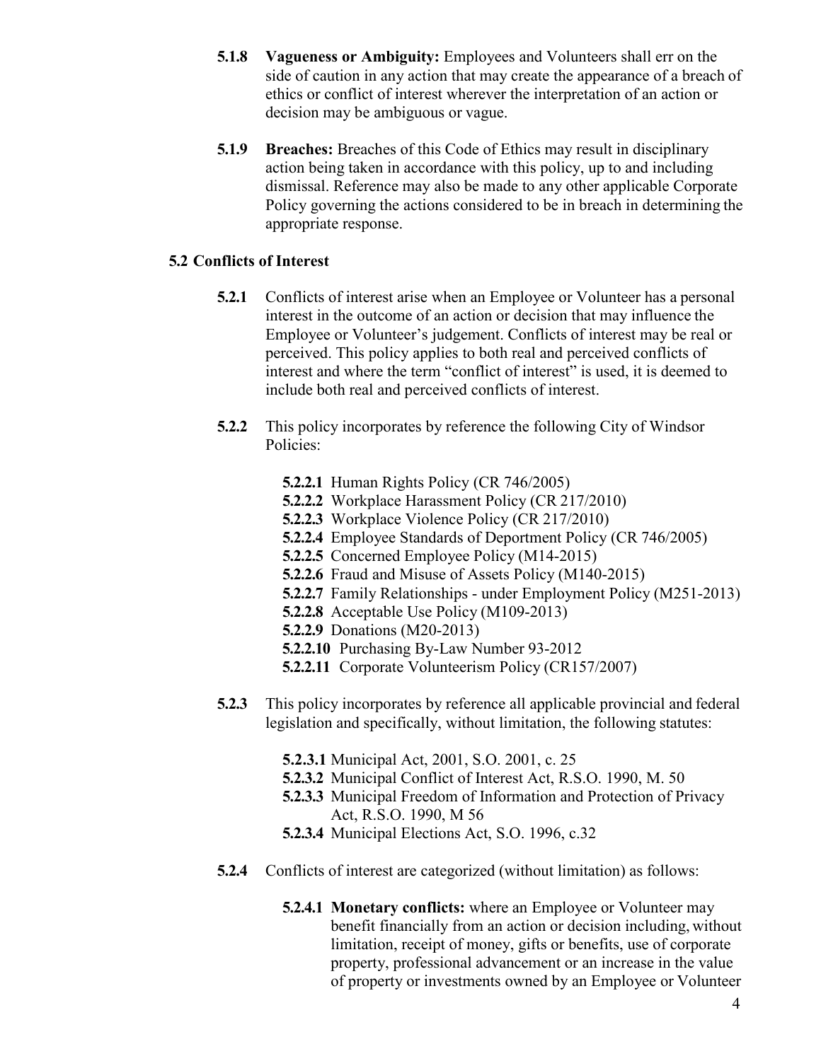**5.1.8 Vagueness or Ambiguity:** Employees and Volunteers shall err on the side of caution in any action that may create the appearance of a breach of ethics or conflict of interest wherever the interpretation of an action or decision may be ambiguous or vague.

**5.1.9 Breaches:** Breaches of this Code of Ethics may result in disciplinary action being taken in accordance with this policy, up to and including dismissal. Reference may also be made to any other applicable Corporate Policy governing the actions considered to be in breach in determining the appropriate response.

### 5.2 Conflicts of Interest

**5.2.1** Conflicts of interest arise when an Employee or Volunteer has a personal interest in the outcome of an action or decision that may influence the Employee or Volunteer's judgement. Conflicts of interest may be real or perceived. This policy applies to both real and perceived conflicts of interest and where the term "conflict of interest" is used, it is deemed to include both real and perceived conflicts of interest.

**5.2.2** This policy incorporates by reference the following City of Windsor Policies:

- **5.2.2.1** Human Rights Policy (CR 746/2005)
- **5.2.2.2** Workplace Harassment Policy (CR 217/2010)
- **5.2.2.3** Workplace Violence Policy (CR 217/2010)
- **5.2.2.4** Employee Standards of Deportment Policy (CR 746/2005)
- **5.2.2.5** Concerned Employee Policy (M14-2015)
- **5.2.2.6** Fraud and Misuse of Assets Policy (M140-2015)
- **5.2.2.7** Family Relationships - under Employment Policy (M251-2013)
- **5.2.2.8** Acceptable Use Policy (M109-2013)
- **5.2.2.9** Donations (M20-2013)
- **5.2.2.10** Purchasing By-Law Number 93-2012
- **5.2.2.11** Corporate Volunteerism Policy (CR157/2007)

**5.2.3** This policy incorporates by reference all applicable provincial and federal legislation and specifically, without limitation, the following statutes:

- **5.2.3.1** Municipal Act, 2001, S.O. 2001, c. 25
- **5.2.3.2** Municipal Conflict of Interest Act, R.S.O. 1990, M. 50
- **5.2.3.3** Municipal Freedom of Information and Protection of Privacy Act, R.S.O. 1990, M 56
- **5.2.3.4** Municipal Elections Act, S.O. 1996, c.32

**5.2.4** Conflicts of interest are categorized (without limitation) as follows:

- **5.2.4.1 Monetary conflicts:** where an Employee or Volunteer may benefit financially from an action or decision including, without limitation, receipt of money, gifts or benefits, use of corporate property, professional advancement or an increase in the value of property or investments owned by an Employee or Volunteer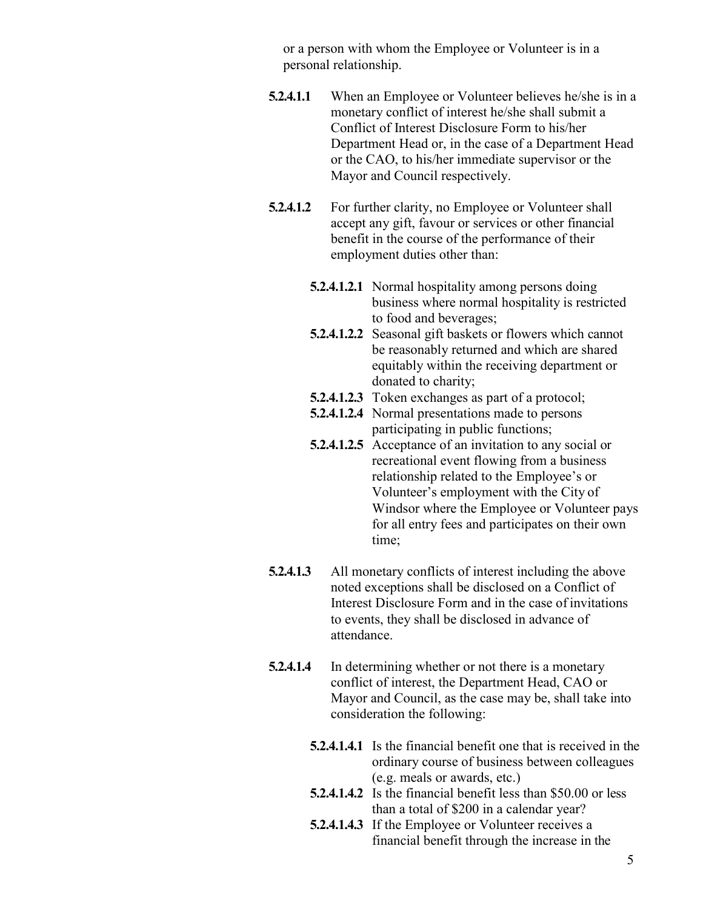or a person with whom the Employee or Volunteer is in a personal relationship.

**5.2.4.1.1** When an Employee or Volunteer believes he/she is in a monetary conflict of interest he/she shall submit a Conflict of Interest Disclosure Form to his/her Department Head or, in the case of a Department Head or the CAO, to his/her immediate supervisor or the Mayor and Council respectively.

**5.2.4.1.2** For further clarity, no Employee or Volunteer shall accept any gift, favour or services or other financial benefit in the course of the performance of their employment duties other than:

- **5.2.4.1.2.1** Normal hospitality among persons doing business where normal hospitality is restricted to food and beverages;
- **5.2.4.1.2.2** Seasonal gift baskets or flowers which cannot be reasonably returned and which are shared equitably within the receiving department or donated to charity;
- **5.2.4.1.2.3** Token exchanges as part of a protocol;
- **5.2.4.1.2.4** Normal presentations made to persons participating in public functions;
- **5.2.4.1.2.5** Acceptance of an invitation to any social or recreational event flowing from a business relationship related to the Employee's or Volunteer's employment with the City of Windsor where the Employee or Volunteer pays for all entry fees and participates on their own time;

**5.2.4.1.3** All monetary conflicts of interest including the above noted exceptions shall be disclosed on a Conflict of Interest Disclosure Form and in the case of invitations to events, they shall be disclosed in advance of attendance.

**5.2.4.1.4** In determining whether or not there is a monetary conflict of interest, the Department Head, CAO or Mayor and Council, as the case may be, shall take into consideration the following:

- **5.2.4.1.4.1** Is the financial benefit one that is received in the ordinary course of business between colleagues (e.g. meals or awards, etc.)
- **5.2.4.1.4.2** Is the financial benefit less than $50.00 or less than a total of $200 in a calendar year?
- **5.2.4.1.4.3** If the Employee or Volunteer receives a financial benefit through the increase in the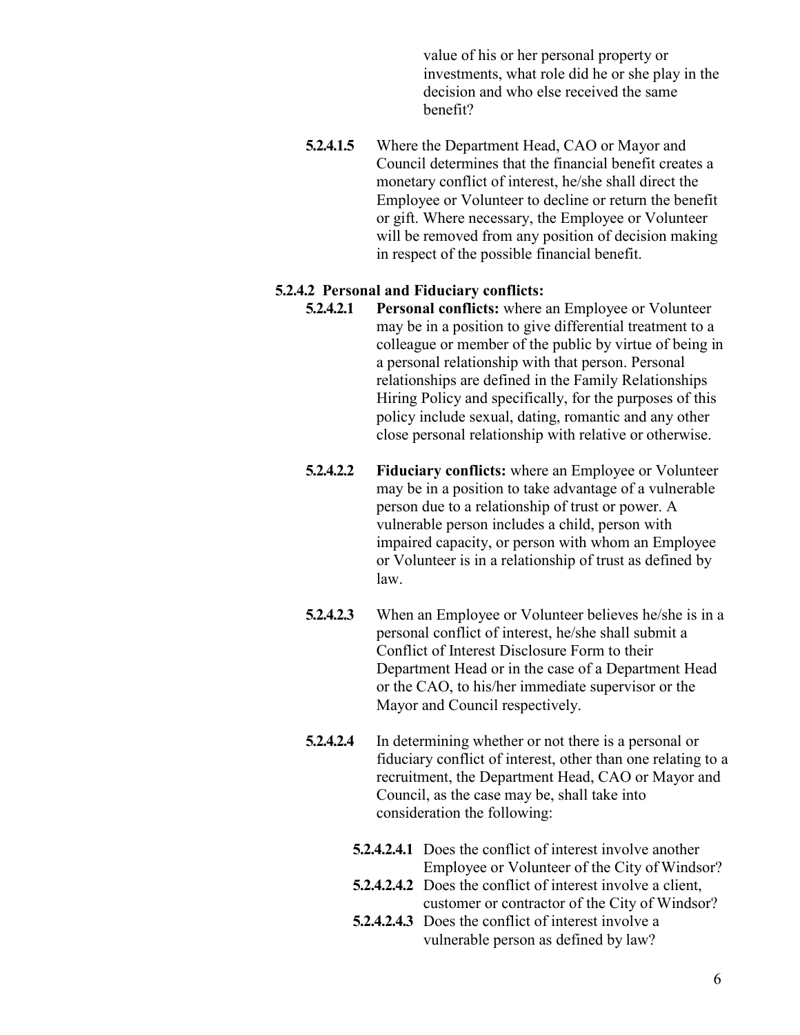value of his or her personal property or investments, what role did he or she play in the decision and who else received the same benefit?

**5.2.4.1.5** Where the Department Head, CAO or Mayor and Council determines that the financial benefit creates a monetary conflict of interest, he/she shall direct the Employee or Volunteer to decline or return the benefit or gift. Where necessary, the Employee or Volunteer will be removed from any position of decision making in respect of the possible financial benefit.

**5.2.4.2 Personal and Fiduciary conflicts:**

**5.2.4.2.1** **Personal conflicts:** where an Employee or Volunteer may be in a position to give differential treatment to a colleague or member of the public by virtue of being in a personal relationship with that person. Personal relationships are defined in the Family Relationships Hiring Policy and specifically, for the purposes of this policy include sexual, dating, romantic and any other close personal relationship with relative or otherwise.

**5.2.4.2.2** **Fiduciary conflicts:** where an Employee or Volunteer may be in a position to take advantage of a vulnerable person due to a relationship of trust or power. A vulnerable person includes a child, person with impaired capacity, or person with whom an Employee or Volunteer is in a relationship of trust as defined by law.

**5.2.4.2.3** When an Employee or Volunteer believes he/she is in a personal conflict of interest, he/she shall submit a Conflict of Interest Disclosure Form to their Department Head or in the case of a Department Head or the CAO, to his/her immediate supervisor or the Mayor and Council respectively.

**5.2.4.2.4** In determining whether or not there is a personal or fiduciary conflict of interest, other than one relating to a recruitment, the Department Head, CAO or Mayor and Council, as the case may be, shall take into consideration the following:

**5.2.4.2.4.1** Does the conflict of interest involve another Employee or Volunteer of the City of Windsor?
**5.2.4.2.4.2** Does the conflict of interest involve a client, customer or contractor of the City of Windsor?
**5.2.4.2.4.3** Does the conflict of interest involve a vulnerable person as defined by law?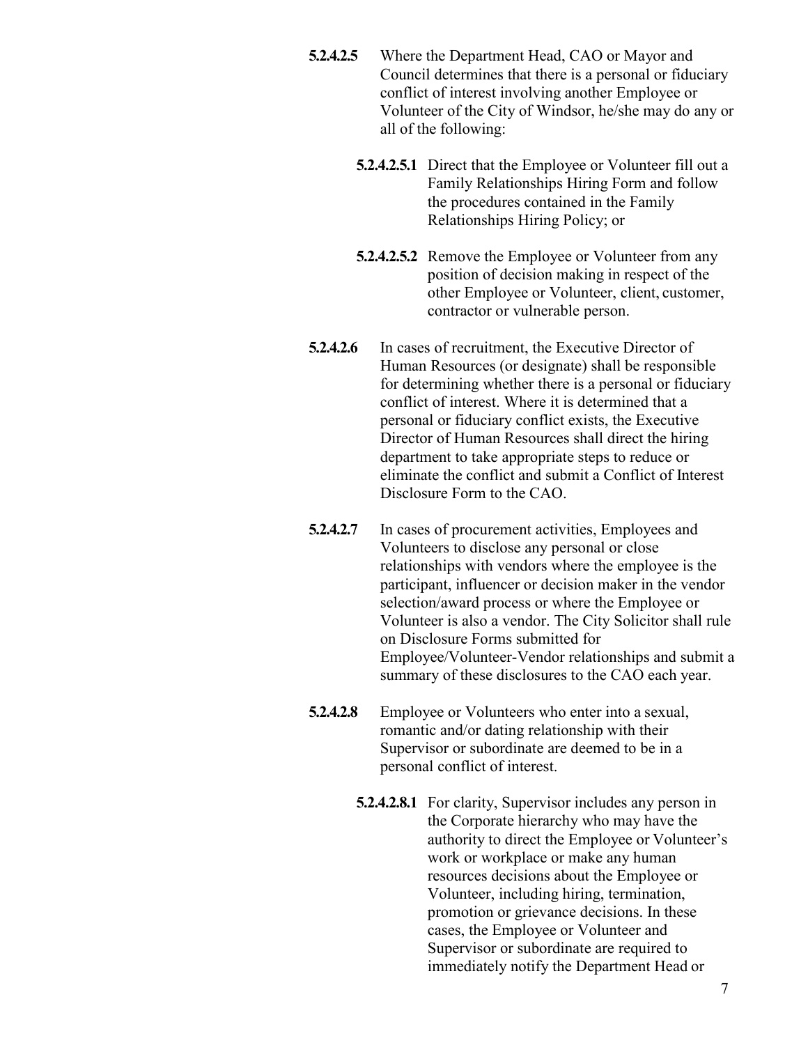**5.2.4.2.5** Where the Department Head, CAO or Mayor and Council determines that there is a personal or fiduciary conflict of interest involving another Employee or Volunteer of the City of Windsor, he/she may do any or all of the following:

**5.2.4.2.5.1** Direct that the Employee or Volunteer fill out a Family Relationships Hiring Form and follow the procedures contained in the Family Relationships Hiring Policy; or

**5.2.4.2.5.2** Remove the Employee or Volunteer from any position of decision making in respect of the other Employee or Volunteer, client, customer, contractor or vulnerable person.

**5.2.4.2.6** In cases of recruitment, the Executive Director of Human Resources (or designate) shall be responsible for determining whether there is a personal or fiduciary conflict of interest. Where it is determined that a personal or fiduciary conflict exists, the Executive Director of Human Resources shall direct the hiring department to take appropriate steps to reduce or eliminate the conflict and submit a Conflict of Interest Disclosure Form to the CAO.

**5.2.4.2.7** In cases of procurement activities, Employees and Volunteers to disclose any personal or close relationships with vendors where the employee is the participant, influencer or decision maker in the vendor selection/award process or where the Employee or Volunteer is also a vendor. The City Solicitor shall rule on Disclosure Forms submitted for Employee/Volunteer-Vendor relationships and submit a summary of these disclosures to the CAO each year.

**5.2.4.2.8** Employee or Volunteers who enter into a sexual, romantic and/or dating relationship with their Supervisor or subordinate are deemed to be in a personal conflict of interest.

**5.2.4.2.8.1** For clarity, Supervisor includes any person in the Corporate hierarchy who may have the authority to direct the Employee or Volunteer's work or workplace or make any human resources decisions about the Employee or Volunteer, including hiring, termination, promotion or grievance decisions. In these cases, the Employee or Volunteer and Supervisor or subordinate are required to immediately notify the Department Head or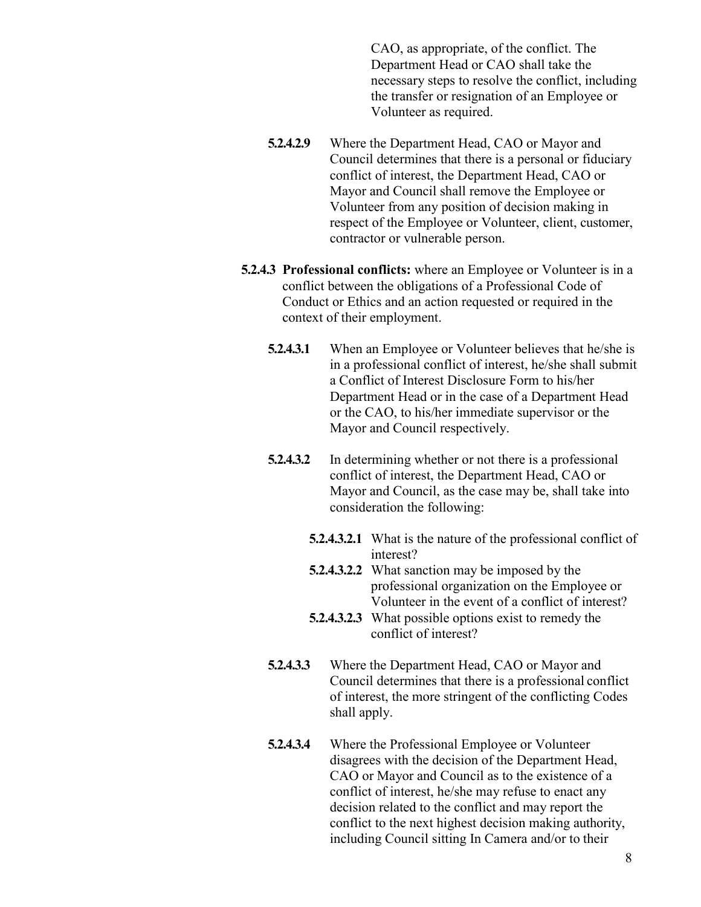CAO, as appropriate, of the conflict. The Department Head or CAO shall take the necessary steps to resolve the conflict, including the transfer or resignation of an Employee or Volunteer as required.

**5.2.4.2.9** Where the Department Head, CAO or Mayor and Council determines that there is a personal or fiduciary conflict of interest, the Department Head, CAO or Mayor and Council shall remove the Employee or Volunteer from any position of decision making in respect of the Employee or Volunteer, client, customer, contractor or vulnerable person.

**5.2.4.3 Professional conflicts:** where an Employee or Volunteer is in a conflict between the obligations of a Professional Code of Conduct or Ethics and an action requested or required in the context of their employment.

**5.2.4.3.1** When an Employee or Volunteer believes that he/she is in a professional conflict of interest, he/she shall submit a Conflict of Interest Disclosure Form to his/her Department Head or in the case of a Department Head or the CAO, to his/her immediate supervisor or the Mayor and Council respectively.

**5.2.4.3.2** In determining whether or not there is a professional conflict of interest, the Department Head, CAO or Mayor and Council, as the case may be, shall take into consideration the following:

**5.2.4.3.2.1** What is the nature of the professional conflict of interest?

**5.2.4.3.2.2** What sanction may be imposed by the professional organization on the Employee or Volunteer in the event of a conflict of interest?

**5.2.4.3.2.3** What possible options exist to remedy the conflict of interest?

**5.2.4.3.3** Where the Department Head, CAO or Mayor and Council determines that there is a professional conflict of interest, the more stringent of the conflicting Codes shall apply.

**5.2.4.3.4** Where the Professional Employee or Volunteer disagrees with the decision of the Department Head, CAO or Mayor and Council as to the existence of a conflict of interest, he/she may refuse to enact any decision related to the conflict and may report the conflict to the next highest decision making authority, including Council sitting In Camera and/or to their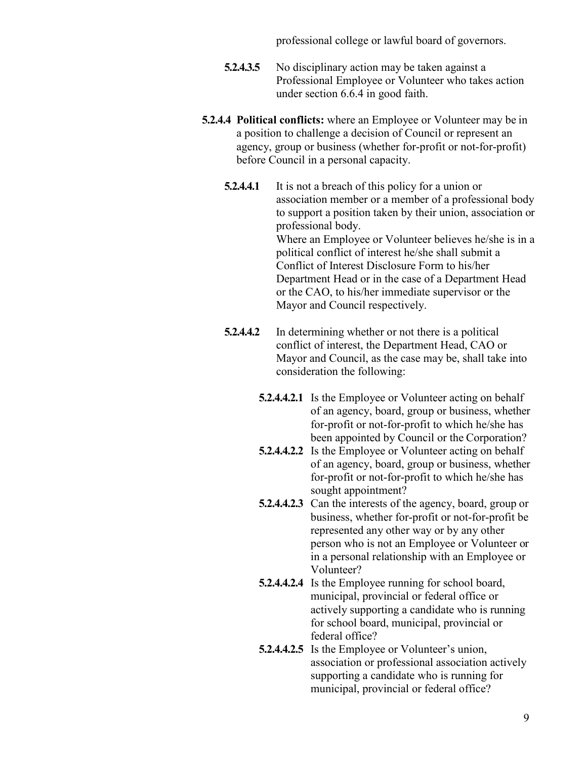professional college or lawful board of governors.

**5.2.4.3.5** No disciplinary action may be taken against a Professional Employee or Volunteer who takes action under section 6.6.4 in good faith.

**5.2.4.4 Political conflicts:** where an Employee or Volunteer may be in a position to challenge a decision of Council or represent an agency, group or business (whether for-profit or not-for-profit) before Council in a personal capacity.

**5.2.4.4.1** It is not a breach of this policy for a union or association member or a member of a professional body to support a position taken by their union, association or professional body.
Where an Employee or Volunteer believes he/she is in a political conflict of interest he/she shall submit a Conflict of Interest Disclosure Form to his/her Department Head or in the case of a Department Head or the CAO, to his/her immediate supervisor or the Mayor and Council respectively.

**5.2.4.4.2** In determining whether or not there is a political conflict of interest, the Department Head, CAO or Mayor and Council, as the case may be, shall take into consideration the following:

**5.2.4.4.2.1** Is the Employee or Volunteer acting on behalf of an agency, board, group or business, whether for-profit or not-for-profit to which he/she has been appointed by Council or the Corporation?

**5.2.4.4.2.2** Is the Employee or Volunteer acting on behalf of an agency, board, group or business, whether for-profit or not-for-profit to which he/she has sought appointment?

**5.2.4.4.2.3** Can the interests of the agency, board, group or business, whether for-profit or not-for-profit be represented any other way or by any other person who is not an Employee or Volunteer or in a personal relationship with an Employee or Volunteer?

**5.2.4.4.2.4** Is the Employee running for school board, municipal, provincial or federal office or actively supporting a candidate who is running for school board, municipal, provincial or federal office?

**5.2.4.4.2.5** Is the Employee or Volunteer's union, association or professional association actively supporting a candidate who is running for municipal, provincial or federal office?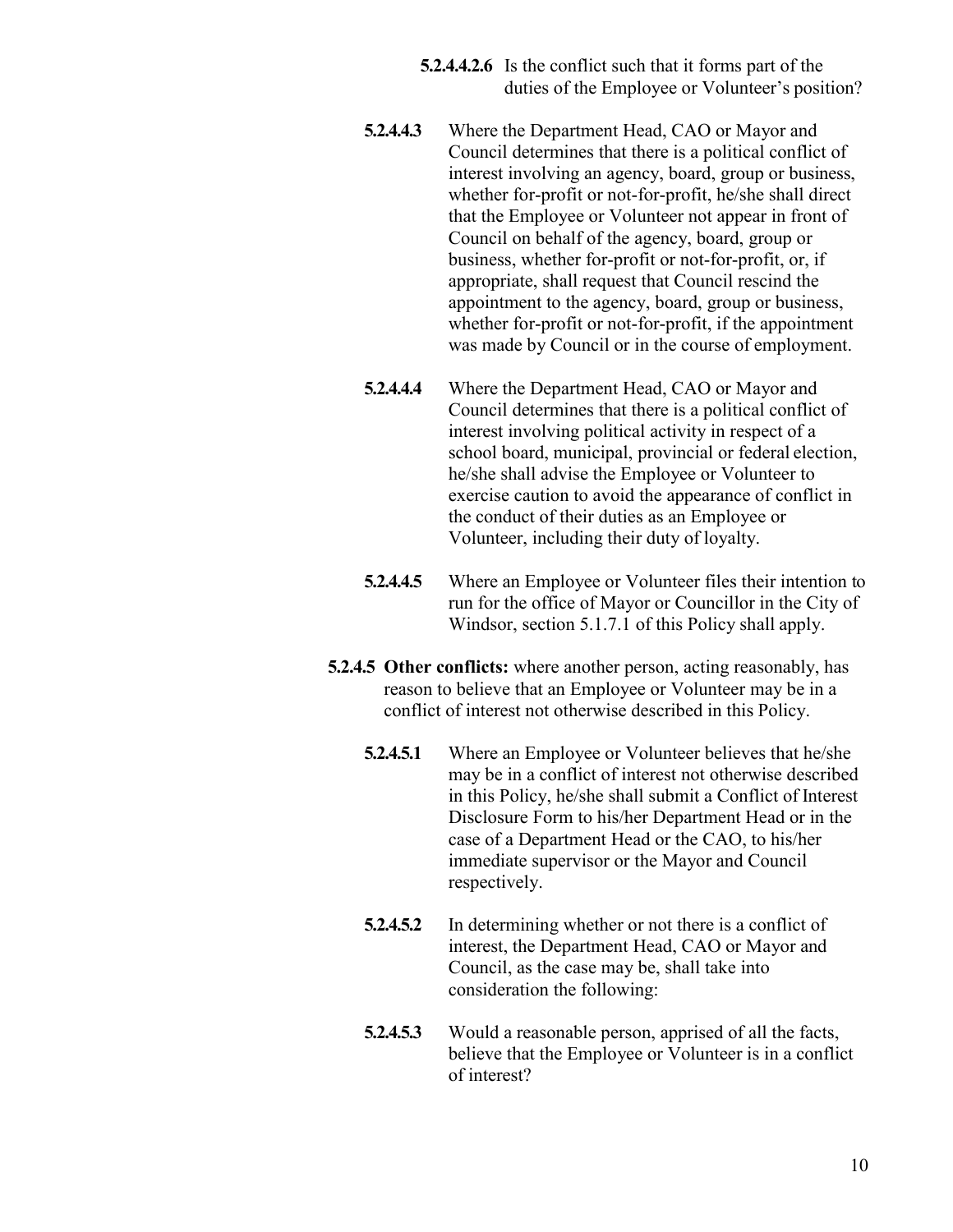**5.2.4.4.2.6** Is the conflict such that it forms part of the duties of the Employee or Volunteer's position?

**5.2.4.4.3** Where the Department Head, CAO or Mayor and Council determines that there is a political conflict of interest involving an agency, board, group or business, whether for-profit or not-for-profit, he/she shall direct that the Employee or Volunteer not appear in front of Council on behalf of the agency, board, group or business, whether for-profit or not-for-profit, or, if appropriate, shall request that Council rescind the appointment to the agency, board, group or business, whether for-profit or not-for-profit, if the appointment was made by Council or in the course of employment.

**5.2.4.4.4** Where the Department Head, CAO or Mayor and Council determines that there is a political conflict of interest involving political activity in respect of a school board, municipal, provincial or federal election, he/she shall advise the Employee or Volunteer to exercise caution to avoid the appearance of conflict in the conduct of their duties as an Employee or Volunteer, including their duty of loyalty.

**5.2.4.4.5** Where an Employee or Volunteer files their intention to run for the office of Mayor or Councillor in the City of Windsor, section 5.1.7.1 of this Policy shall apply.

**5.2.4.5 Other conflicts:** where another person, acting reasonably, has reason to believe that an Employee or Volunteer may be in a conflict of interest not otherwise described in this Policy.

**5.2.4.5.1** Where an Employee or Volunteer believes that he/she may be in a conflict of interest not otherwise described in this Policy, he/she shall submit a Conflict of Interest Disclosure Form to his/her Department Head or in the case of a Department Head or the CAO, to his/her immediate supervisor or the Mayor and Council respectively.

**5.2.4.5.2** In determining whether or not there is a conflict of interest, the Department Head, CAO or Mayor and Council, as the case may be, shall take into consideration the following:

**5.2.4.5.3** Would a reasonable person, apprised of all the facts, believe that the Employee or Volunteer is in a conflict of interest?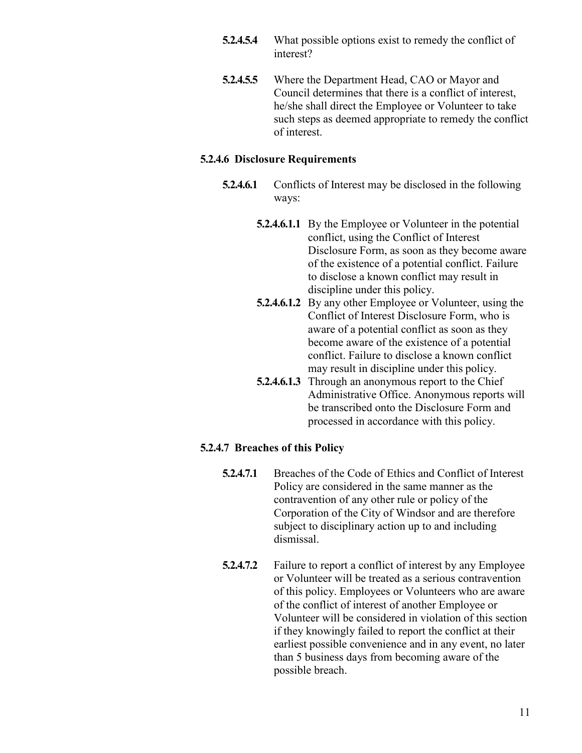**5.2.4.5.4** What possible options exist to remedy the conflict of interest?

**5.2.4.5.5** Where the Department Head, CAO or Mayor and Council determines that there is a conflict of interest, he/she shall direct the Employee or Volunteer to take such steps as deemed appropriate to remedy the conflict of interest.

#### 5.2.4.6 Disclosure Requirements

**5.2.4.6.1** Conflicts of Interest may be disclosed in the following ways:

- **5.2.4.6.1.1** By the Employee or Volunteer in the potential conflict, using the Conflict of Interest Disclosure Form, as soon as they become aware of the existence of a potential conflict. Failure to disclose a known conflict may result in discipline under this policy.
- **5.2.4.6.1.2** By any other Employee or Volunteer, using the Conflict of Interest Disclosure Form, who is aware of a potential conflict as soon as they become aware of the existence of a potential conflict. Failure to disclose a known conflict may result in discipline under this policy.
- **5.2.4.6.1.3** Through an anonymous report to the Chief Administrative Office. Anonymous reports will be transcribed onto the Disclosure Form and processed in accordance with this policy.

#### 5.2.4.7 Breaches of this Policy

**5.2.4.7.1** Breaches of the Code of Ethics and Conflict of Interest Policy are considered in the same manner as the contravention of any other rule or policy of the Corporation of the City of Windsor and are therefore subject to disciplinary action up to and including dismissal.

**5.2.4.7.2** Failure to report a conflict of interest by any Employee or Volunteer will be treated as a serious contravention of this policy. Employees or Volunteers who are aware of the conflict of interest of another Employee or Volunteer will be considered in violation of this section if they knowingly failed to report the conflict at their earliest possible convenience and in any event, no later than 5 business days from becoming aware of the possible breach.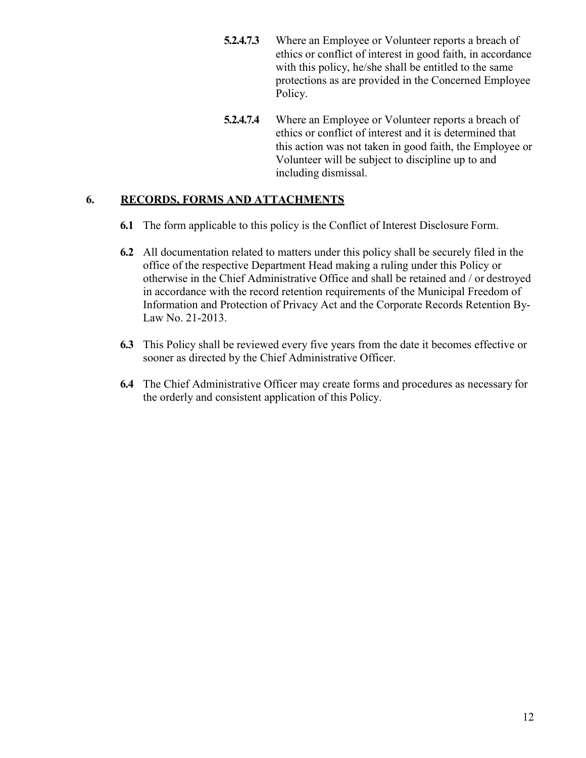**5.2.4.7.3** Where an Employee or Volunteer reports a breach of ethics or conflict of interest in good faith, in accordance with this policy, he/she shall be entitled to the same protections as are provided in the Concerned Employee Policy.

**5.2.4.7.4** Where an Employee or Volunteer reports a breach of ethics or conflict of interest and it is determined that this action was not taken in good faith, the Employee or Volunteer will be subject to discipline up to and including dismissal.

## 6. RECORDS, FORMS AND ATTACHMENTS

**6.1** The form applicable to this policy is the Conflict of Interest Disclosure Form.

**6.2** All documentation related to matters under this policy shall be securely filed in the office of the respective Department Head making a ruling under this Policy or otherwise in the Chief Administrative Office and shall be retained and / or destroyed in accordance with the record retention requirements of the Municipal Freedom of Information and Protection of Privacy Act and the Corporate Records Retention By-Law No. 21-2013.

**6.3** This Policy shall be reviewed every five years from the date it becomes effective or sooner as directed by the Chief Administrative Officer.

**6.4** The Chief Administrative Officer may create forms and procedures as necessary for the orderly and consistent application of this Policy.